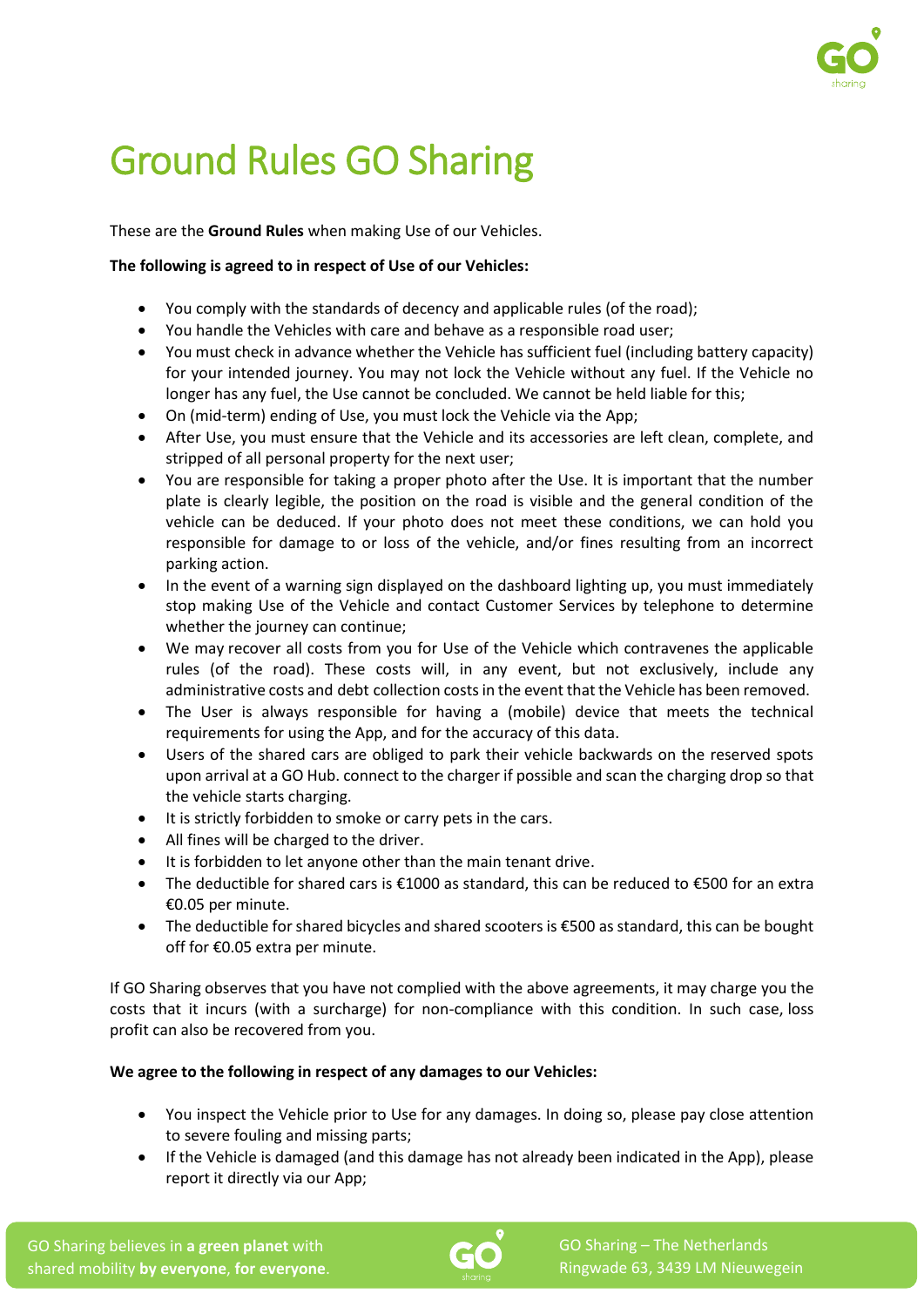# Ground Rules GO Sharing

These are the **Ground Rules** when making Use of our Vehicles.

**The following is agreed to in respect of Use of our Vehicles:**

- You comply with the standards of decency and applicable rules (of the road);
- You handle the Vehicles with care and behave as a responsible road user;
- You must check in advance whether the Vehicle has sufficient fuel (including battery capacity) for your intended journey. You may not lock the Vehicle without any fuel. If the Vehicle no longer has any fuel, the Use cannot be concluded. We cannot be held liable for this;
- On (mid-term) ending of Use, you must lock the Vehicle via the App;
- After Use, you must ensure that the Vehicle and its accessories are left clean, complete, and stripped of all personal property for the next user;
- You are responsible for taking a proper photo after the Use. It is important that the number plate is clearly legible, the position on the road is visible and the general condition of the vehicle can be deduced. If your photo does not meet these conditions, we can hold you responsible for damage to or loss of the vehicle, and/or fines resulting from an incorrect parking action.
- In the event of a warning sign displayed on the dashboard lighting up, you must immediately stop making Use of the Vehicle and contact Customer Services by telephone to determine whether the journey can continue;
- We may recover all costs from you for Use of the Vehicle which contravenes the applicable rules (of the road). These costs will, in any event, but not exclusively, include any administrative costs and debt collection costs in the event that the Vehicle has been removed.
- The User is always responsible for having a (mobile) device that meets the technical requirements for using the App, and for the accuracy of this data.
- Users of the shared cars are obliged to park their vehicle backwards on the reserved spots upon arrival at a GO Hub. connect to the charger if possible and scan the charging drop so that the vehicle starts charging.
- It is strictly forbidden to smoke or carry pets in the cars.
- All fines will be charged to the driver.
- It is forbidden to let anyone other than the main tenant drive.
- The deductible for shared cars is €1000 as standard, this can be reduced to €500 for an extra €0.05 per minute.
- The deductible for shared bicycles and shared scooters is €500 as standard, this can be bought off for €0.05 extra per minute.

If GO Sharing observes that you have not complied with the above agreements, it may charge you the costs that it incurs (with a surcharge) for non-compliance with this condition. In such case, loss profit can also be recovered from you.

**We agree to the following in respect of any damages to our Vehicles:**

- You inspect the Vehicle prior to Use for any damages. In doing so, please pay close attention to severe fouling and missing parts;
- If the Vehicle is damaged (and this damage has not already been indicated in the App), please report it directly via our App;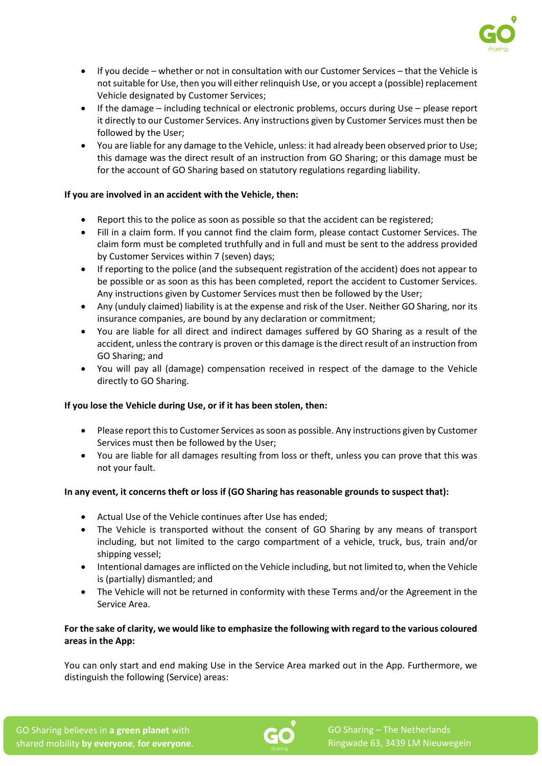- If you decide – whether or not in consultation with our Customer Services – that the Vehicle is not suitable for Use, then you will either relinquish Use, or you accept a (possible) replacement Vehicle designated by Customer Services;
- If the damage – including technical or electronic problems, occurs during Use – please report it directly to our Customer Services. Any instructions given by Customer Services must then be followed by the User;
- You are liable for any damage to the Vehicle, unless: it had already been observed prior to Use; this damage was the direct result of an instruction from GO Sharing; or this damage must be for the account of GO Sharing based on statutory regulations regarding liability.

**If you are involved in an accident with the Vehicle, then:**

- Report this to the police as soon as possible so that the accident can be registered;
- Fill in a claim form. If you cannot find the claim form, please contact Customer Services. The claim form must be completed truthfully and in full and must be sent to the address provided by Customer Services within 7 (seven) days;
- If reporting to the police (and the subsequent registration of the accident) does not appear to be possible or as soon as this has been completed, report the accident to Customer Services. Any instructions given by Customer Services must then be followed by the User;
- Any (unduly claimed) liability is at the expense and risk of the User. Neither GO Sharing, nor its insurance companies, are bound by any declaration or commitment;
- You are liable for all direct and indirect damages suffered by GO Sharing as a result of the accident, unless the contrary is proven or this damage is the direct result of an instruction from GO Sharing; and
- You will pay all (damage) compensation received in respect of the damage to the Vehicle directly to GO Sharing.

**If you lose the Vehicle during Use, or if it has been stolen, then:**

- Please report this to Customer Services as soon as possible. Any instructions given by Customer Services must then be followed by the User;
- You are liable for all damages resulting from loss or theft, unless you can prove that this was not your fault.

**In any event, it concerns theft or loss if (GO Sharing has reasonable grounds to suspect that):**

- Actual Use of the Vehicle continues after Use has ended;
- The Vehicle is transported without the consent of GO Sharing by any means of transport including, but not limited to the cargo compartment of a vehicle, truck, bus, train and/or shipping vessel;
- Intentional damages are inflicted on the Vehicle including, but not limited to, when the Vehicle is (partially) dismantled; and
- The Vehicle will not be returned in conformity with these Terms and/or the Agreement in the Service Area.

**For the sake of clarity, we would like to emphasize the following with regard to the various coloured areas in the App:**

You can only start and end making Use in the Service Area marked out in the App. Furthermore, we distinguish the following (Service) areas: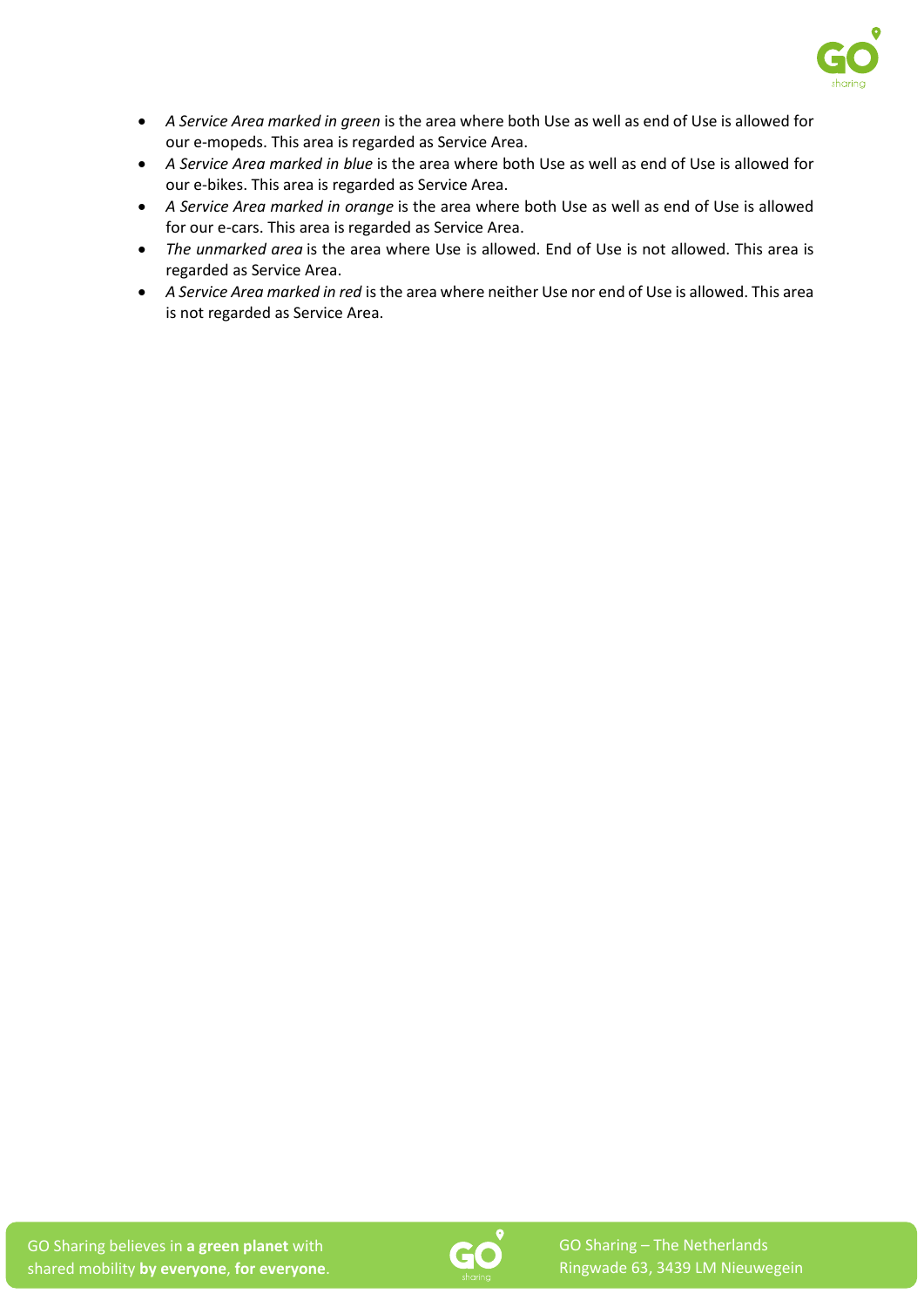- *A Service Area marked in green* is the area where both Use as well as end of Use is allowed for our e-mopeds. This area is regarded as Service Area.
- *A Service Area marked in blue* is the area where both Use as well as end of Use is allowed for our e-bikes. This area is regarded as Service Area.
- *A Service Area marked in orange* is the area where both Use as well as end of Use is allowed for our e-cars. This area is regarded as Service Area.
- *The unmarked area* is the area where Use is allowed. End of Use is not allowed. This area is regarded as Service Area.
- *A Service Area marked in red* is the area where neither Use nor end of Use is allowed. This area is not regarded as Service Area.